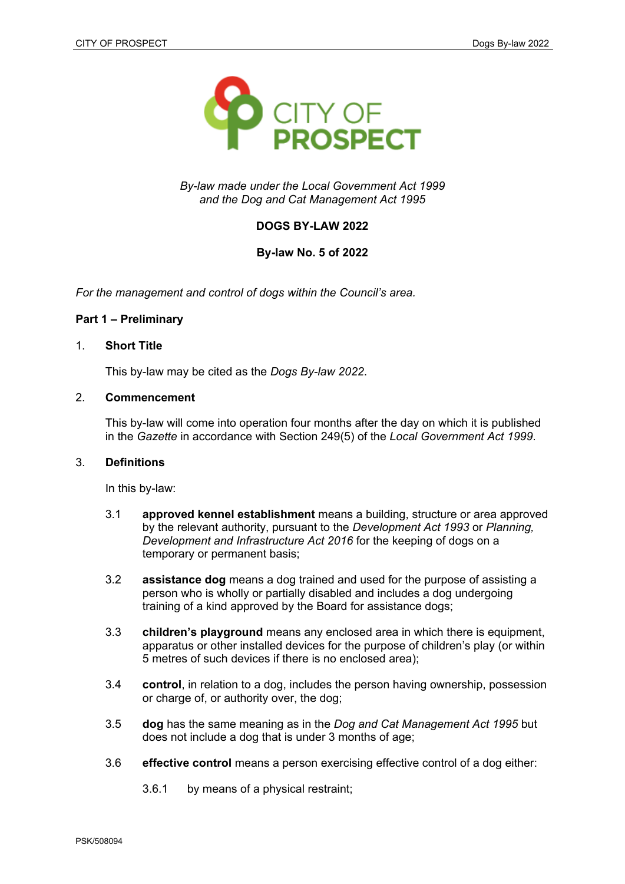*By-law made under the Local Government Act 1999 and the Dog and Cat Management Act 1995*

**DOGS BY-LAW 2022**

**By-law No. 5 of 2022**

*For the management and control of dogs within the Council's area.*

## Part 1 – Preliminary

### 1. Short Title

This by-law may be cited as the *Dogs By-law 2022*.

### 2. Commencement

This by-law will come into operation four months after the day on which it is published in the *Gazette* in accordance with Section 249(5) of the *Local Government Act 1999*.

### 3. Definitions

In this by-law:

3.1 **approved kennel establishment** means a building, structure or area approved by the relevant authority, pursuant to the *Development Act 1993* or *Planning, Development and Infrastructure Act 2016* for the keeping of dogs on a temporary or permanent basis;

3.2 **assistance dog** means a dog trained and used for the purpose of assisting a person who is wholly or partially disabled and includes a dog undergoing training of a kind approved by the Board for assistance dogs;

3.3 **children's playground** means any enclosed area in which there is equipment, apparatus or other installed devices for the purpose of children's play (or within 5 metres of such devices if there is no enclosed area);

3.4 **control**, in relation to a dog, includes the person having ownership, possession or charge of, or authority over, the dog;

3.5 **dog** has the same meaning as in the *Dog and Cat Management Act 1995* but does not include a dog that is under 3 months of age;

3.6 **effective control** means a person exercising effective control of a dog either:

3.6.1 by means of a physical restraint;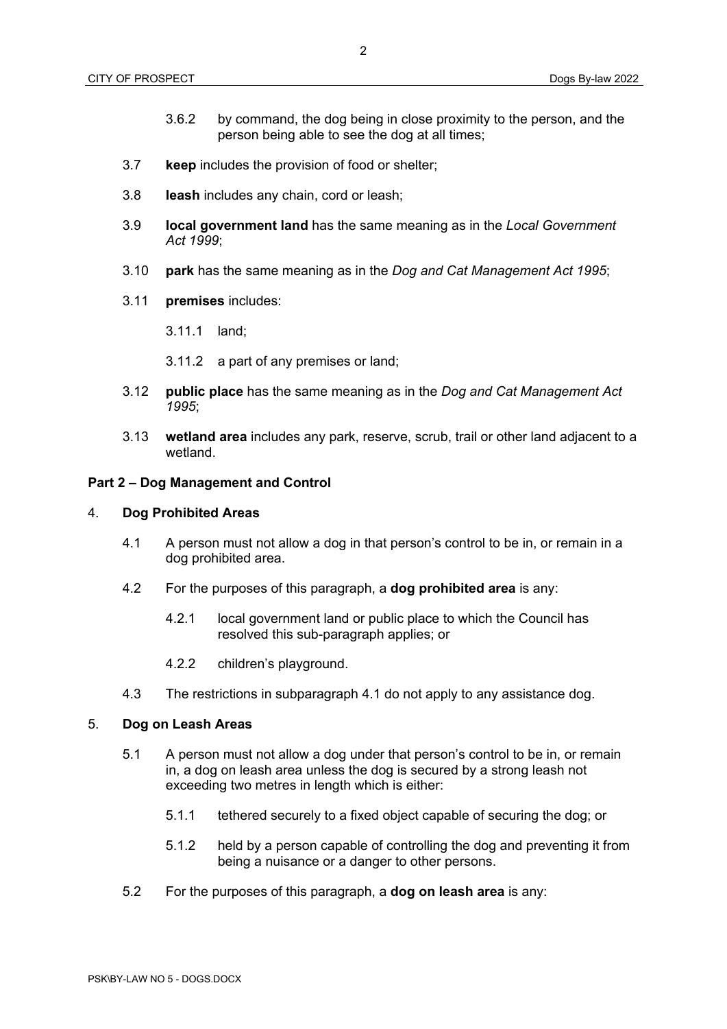3.6.2 by command, the dog being in close proximity to the person, and the person being able to see the dog at all times;

3.7 **keep** includes the provision of food or shelter;

3.8 **leash** includes any chain, cord or leash;

3.9 **local government land** has the same meaning as in the *Local Government Act 1999*;

3.10 **park** has the same meaning as in the *Dog and Cat Management Act 1995*;

3.11 **premises** includes:

3.11.1 land;

3.11.2 a part of any premises or land;

3.12 **public place** has the same meaning as in the *Dog and Cat Management Act 1995*;

3.13 **wetland area** includes any park, reserve, scrub, trail or other land adjacent to a wetland.

## Part 2 – Dog Management and Control

### 4. Dog Prohibited Areas

4.1 A person must not allow a dog in that person's control to be in, or remain in a dog prohibited area.

4.2 For the purposes of this paragraph, a **dog prohibited area** is any:

4.2.1 local government land or public place to which the Council has resolved this sub-paragraph applies; or

4.2.2 children's playground.

4.3 The restrictions in subparagraph 4.1 do not apply to any assistance dog.

### 5. Dog on Leash Areas

5.1 A person must not allow a dog under that person's control to be in, or remain in, a dog on leash area unless the dog is secured by a strong leash not exceeding two metres in length which is either:

5.1.1 tethered securely to a fixed object capable of securing the dog; or

5.1.2 held by a person capable of controlling the dog and preventing it from being a nuisance or a danger to other persons.

5.2 For the purposes of this paragraph, a **dog on leash area** is any: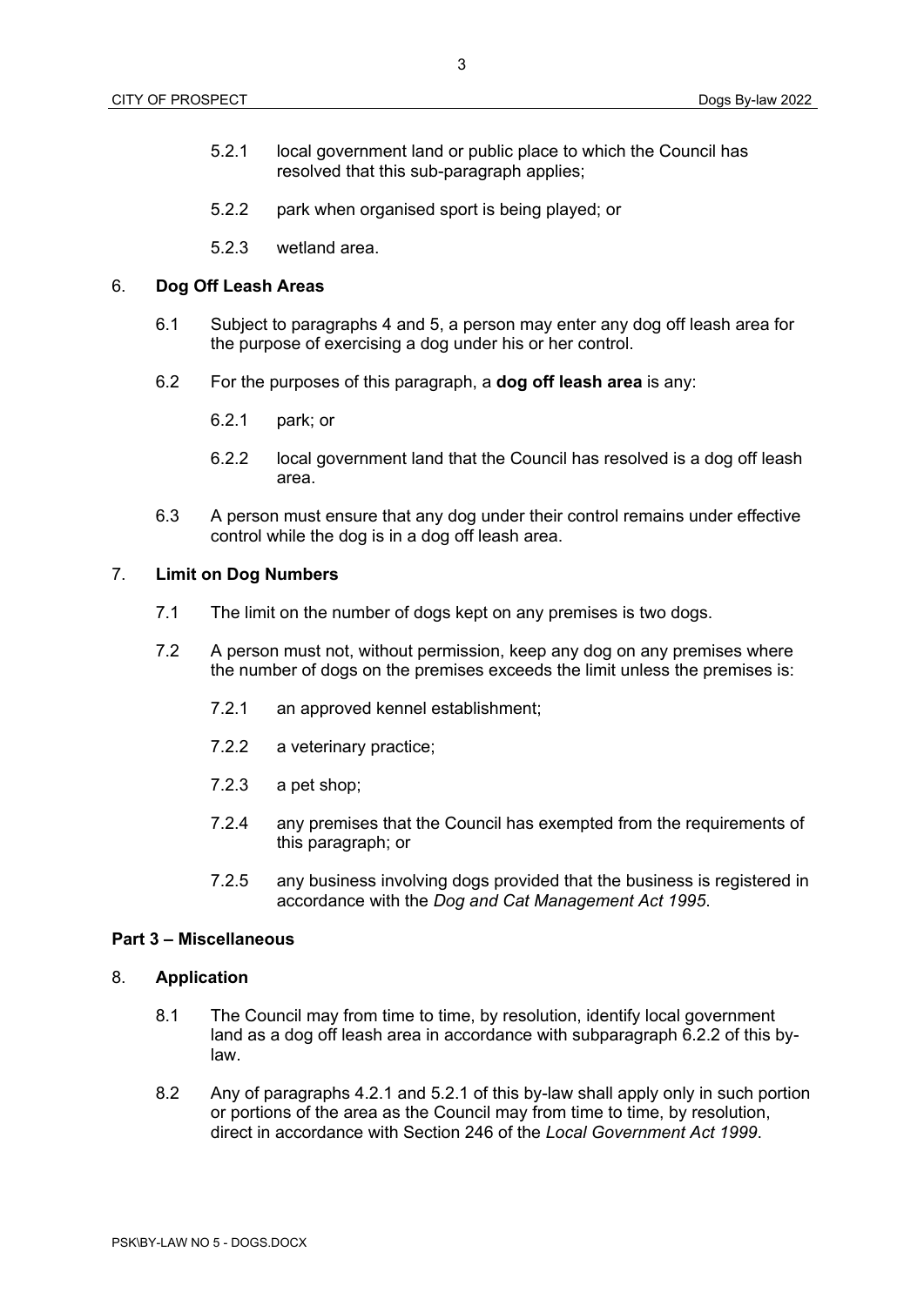5.2.1 local government land or public place to which the Council has resolved that this sub-paragraph applies;

5.2.2 park when organised sport is being played; or

5.2.3 wetland area.

6. **Dog Off Leash Areas**

6.1 Subject to paragraphs 4 and 5, a person may enter any dog off leash area for the purpose of exercising a dog under his or her control.

6.2 For the purposes of this paragraph, a **dog off leash area** is any:

6.2.1 park; or

6.2.2 local government land that the Council has resolved is a dog off leash area.

6.3 A person must ensure that any dog under their control remains under effective control while the dog is in a dog off leash area.

7. **Limit on Dog Numbers**

7.1 The limit on the number of dogs kept on any premises is two dogs.

7.2 A person must not, without permission, keep any dog on any premises where the number of dogs on the premises exceeds the limit unless the premises is:

7.2.1 an approved kennel establishment;

7.2.2 a veterinary practice;

7.2.3 a pet shop;

7.2.4 any premises that the Council has exempted from the requirements of this paragraph; or

7.2.5 any business involving dogs provided that the business is registered in accordance with the *Dog and Cat Management Act 1995*.

**Part 3 – Miscellaneous**

8. **Application**

8.1 The Council may from time to time, by resolution, identify local government land as a dog off leash area in accordance with subparagraph 6.2.2 of this by-law.

8.2 Any of paragraphs 4.2.1 and 5.2.1 of this by-law shall apply only in such portion or portions of the area as the Council may from time to time, by resolution, direct in accordance with Section 246 of the *Local Government Act 1999*.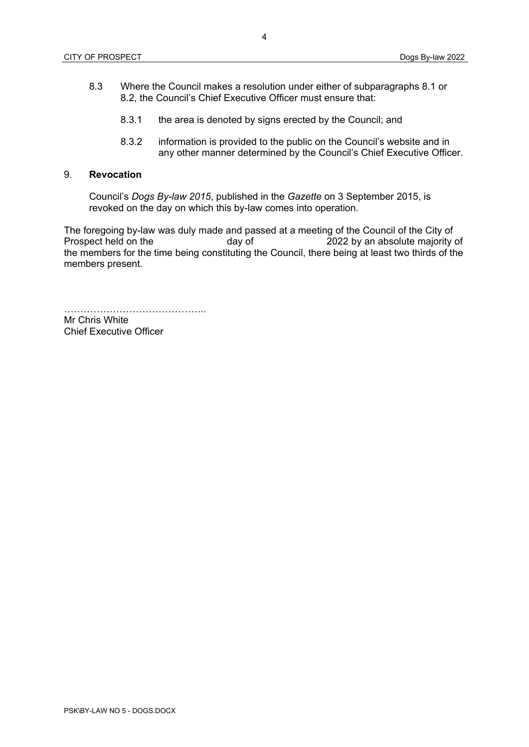8.3 Where the Council makes a resolution under either of subparagraphs 8.1 or 8.2, the Council's Chief Executive Officer must ensure that:

  8.3.1 the area is denoted by signs erected by the Council; and

  8.3.2 information is provided to the public on the Council's website and in any other manner determined by the Council's Chief Executive Officer.

## 9. **Revocation**

Council's *Dogs By-law 2015*, published in the *Gazette* on 3 September 2015, is revoked on the day on which this by-law comes into operation.

The foregoing by-law was duly made and passed at a meeting of the Council of the City of Prospect held on the          day of          2022 by an absolute majority of the members for the time being constituting the Council, there being at least two thirds of the members present.

……………………………………..
Mr Chris White
Chief Executive Officer

PSK\BY-LAW NO 5 - DOGS.DOCX